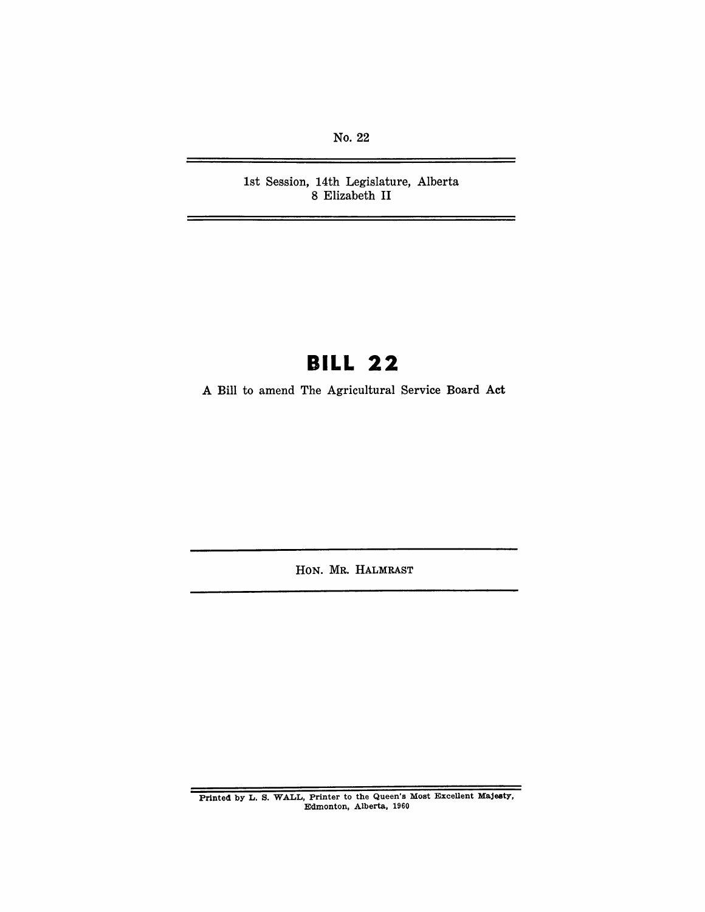No. 22

1st Session, 14th Legislature, Alberta
8 Elizabeth II

# BILL 22

A Bill to amend The Agricultural Service Board Act

HON. MR. HALMRAST

Printed by L. S. WALL, Printer to the Queen's Most Excellent Majesty, Edmonton, Alberta, 1960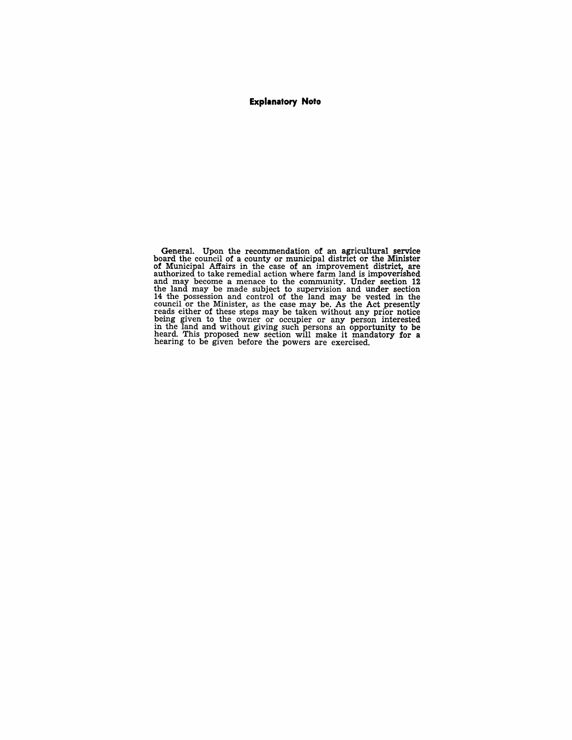**Explanatory Note**

General. Upon the recommendation of an agricultural service board the council of a county or municipal district or the Minister of Municipal Affairs in the case of an improvement district, are authorized to take remedial action where farm land is impoverished and may become a menace to the community. Under section 12 the land may be made subject to supervision and under section 14 the possession and control of the land may be vested in the council or the Minister, as the case may be. As the Act presently reads either of these steps may be taken without any prior notice being given to the owner or occupier or any person interested in the land and without giving such persons an opportunity to be heard. This proposed new section will make it mandatory for a hearing to be given before the powers are exercised.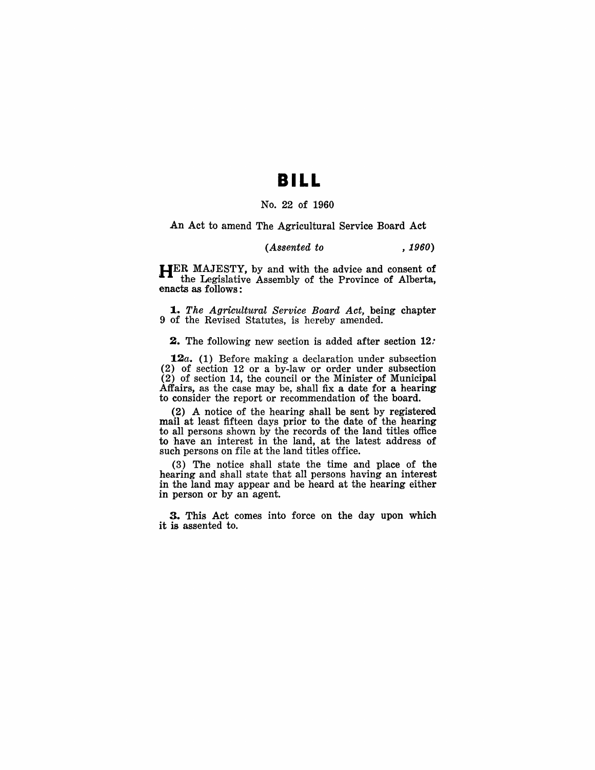# BILL

No. 22 of 1960

An Act to amend The Agricultural Service Board Act

*(Assented to , 1960)*

HER MAJESTY, by and with the advice and consent of the Legislative Assembly of the Province of Alberta, enacts as follows:

**1.** *The Agricultural Service Board Act*, being chapter 9 of the Revised Statutes, is hereby amended.

**2.** The following new section is added after section 12:

**12***a*. (1) Before making a declaration under subsection (2) of section 12 or a by-law or order under subsection (2) of section 14, the council or the Minister of Municipal Affairs, as the case may be, shall fix a date for a hearing to consider the report or recommendation of the board.

(2) A notice of the hearing shall be sent by registered mail at least fifteen days prior to the date of the hearing to all persons shown by the records of the land titles office to have an interest in the land, at the latest address of such persons on file at the land titles office.

(3) The notice shall state the time and place of the hearing and shall state that all persons having an interest in the land may appear and be heard at the hearing either in person or by an agent.

**3.** This Act comes into force on the day upon which it is assented to.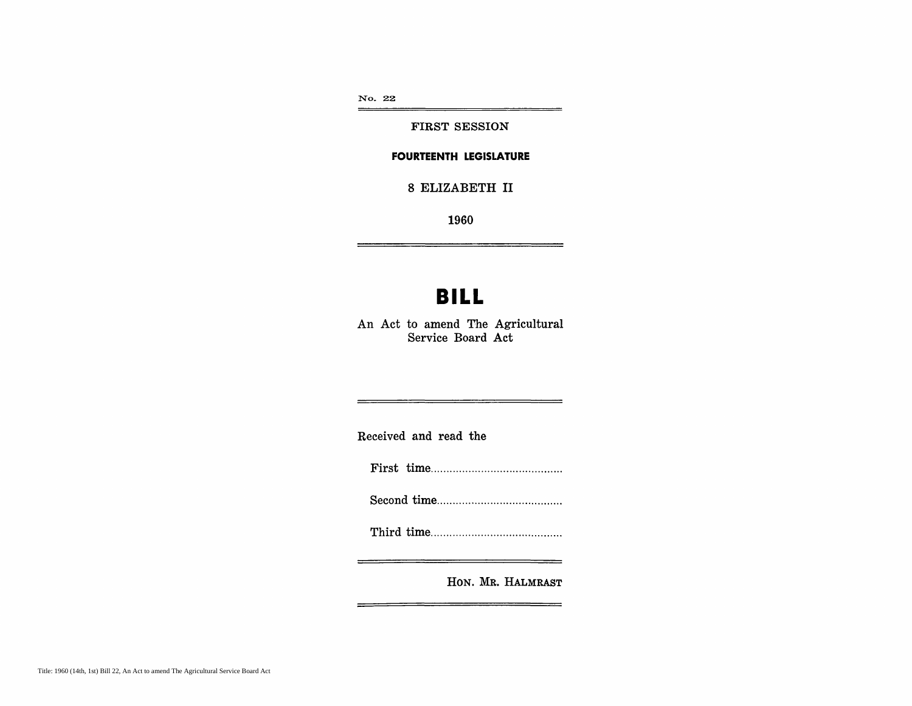No. 22

FIRST SESSION

**FOURTEENTH LEGISLATURE**

8 ELIZABETH II

1960

# BILL

An Act to amend The Agricultural Service Board Act

Received and read the

First time..........................................

Second time........................................

Third time..........................................

HON. MR. HALMRAST

Title: 1960 (14th, 1st) Bill 22, An Act to amend The Agricultural Service Board Act